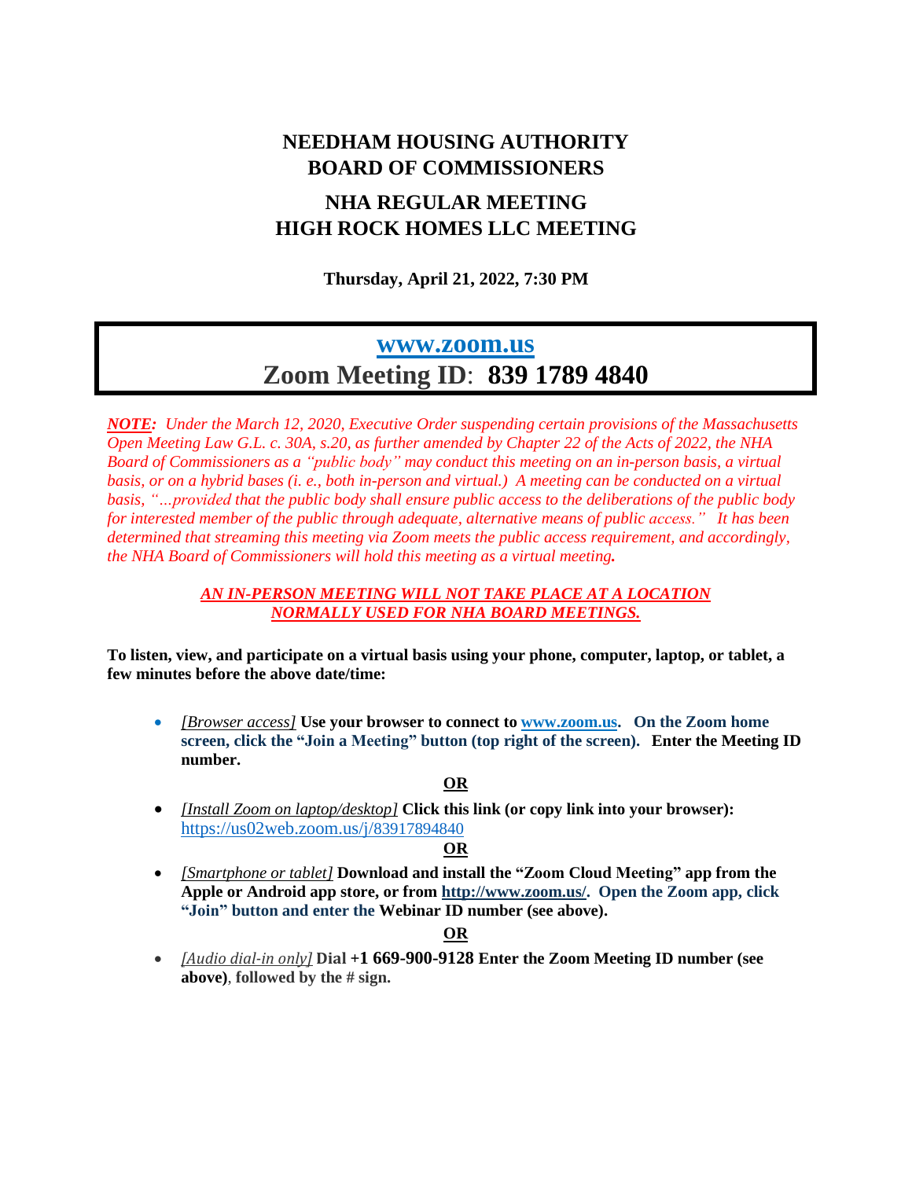# NEEDHAM HOUSING AUTHORITY
# BOARD OF COMMISSIONERS

## NHA REGULAR MEETING
## HIGH ROCK HOMES LLC MEETING

**Thursday, April 21, 2022, 7:30 PM**

## [www.zoom.us](http://www.zoom.us)
## Zoom Meeting ID: 839 1789 4840

***NOTE:*** *Under the March 12, 2020, Executive Order suspending certain provisions of the Massachusetts Open Meeting Law G.L. c. 30A, s.20, as further amended by Chapter 22 of the Acts of 2022, the NHA Board of Commissioners as a "public body" may conduct this meeting on an in-person basis, a virtual basis, or on a hybrid bases (i. e., both in-person and virtual.) A meeting can be conducted on a virtual basis, "…provided that the public body shall ensure public access to the deliberations of the public body for interested member of the public through adequate, alternative means of public access." It has been determined that streaming this meeting via Zoom meets the public access requirement, and accordingly, the NHA Board of Commissioners will hold this meeting as a virtual meeting.*

***AN IN-PERSON MEETING WILL NOT TAKE PLACE AT A LOCATION NORMALLY USED FOR NHA BOARD MEETINGS.***

**To listen, view, and participate on a virtual basis using your phone, computer, laptop, or tablet, a few minutes before the above date/time:**

- *[Browser access]* **Use your browser to connect to [www.zoom.us](http://www.zoom.us). On the Zoom home screen, click the "Join a Meeting" button (top right of the screen). Enter the Meeting ID number.**

**OR**

- *[Install Zoom on laptop/desktop]* **Click this link (or copy link into your browser):** https://us02web.zoom.us/j/83917894840

**OR**

- *[Smartphone or tablet]* **Download and install the "Zoom Cloud Meeting" app from the Apple or Android app store, or from [http://www.zoom.us/](http://www.zoom.us/). Open the Zoom app, click "Join" button and enter the Webinar ID number (see above).**

**OR**

- *[Audio dial-in only]* **Dial +1 669-900-9128 Enter the Zoom Meeting ID number (see above), followed by the # sign.**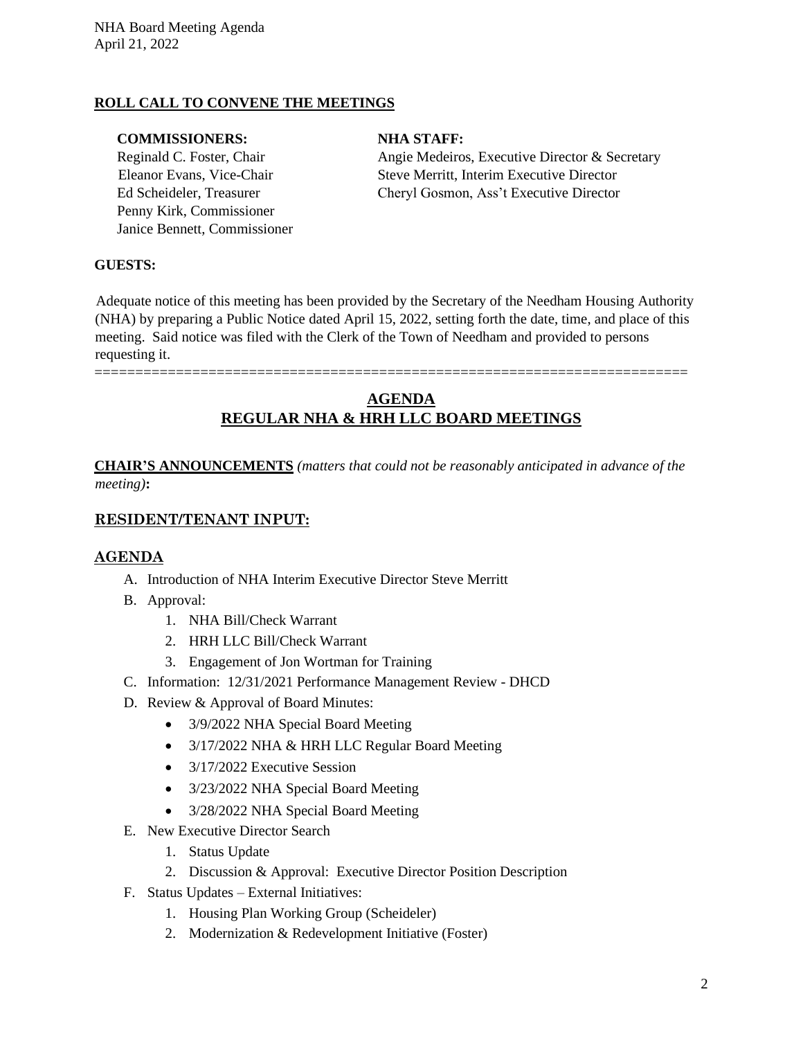NHA Board Meeting Agenda
April 21, 2022

## ROLL CALL TO CONVENE THE MEETINGS

| COMMISSIONERS: | NHA STAFF: |
|---|---|
| Reginald C. Foster, Chair | Angie Medeiros, Executive Director & Secretary |
| Eleanor Evans, Vice-Chair | Steve Merritt, Interim Executive Director |
| Ed Scheideler, Treasurer | Cheryl Gosmon, Ass't Executive Director |
| Penny Kirk, Commissioner | |
| Janice Bennett, Commissioner | |

**GUESTS:**

Adequate notice of this meeting has been provided by the Secretary of the Needham Housing Authority (NHA) by preparing a Public Notice dated April 15, 2022, setting forth the date, time, and place of this meeting. Said notice was filed with the Clerk of the Town of Needham and provided to persons requesting it.

========================================================================

## AGENDA
## REGULAR NHA & HRH LLC BOARD MEETINGS

**CHAIR'S ANNOUNCEMENTS** *(matters that could not be reasonably anticipated in advance of the meeting)***:**

## RESIDENT/TENANT INPUT:

## AGENDA

A. Introduction of NHA Interim Executive Director Steve Merritt
B. Approval:
   1. NHA Bill/Check Warrant
   2. HRH LLC Bill/Check Warrant
   3. Engagement of Jon Wortman for Training
C. Information: 12/31/2021 Performance Management Review - DHCD
D. Review & Approval of Board Minutes:
   - 3/9/2022 NHA Special Board Meeting
   - 3/17/2022 NHA & HRH LLC Regular Board Meeting
   - 3/17/2022 Executive Session
   - 3/23/2022 NHA Special Board Meeting
   - 3/28/2022 NHA Special Board Meeting
E. New Executive Director Search
   1. Status Update
   2. Discussion & Approval: Executive Director Position Description
F. Status Updates – External Initiatives:
   1. Housing Plan Working Group (Scheideler)
   2. Modernization & Redevelopment Initiative (Foster)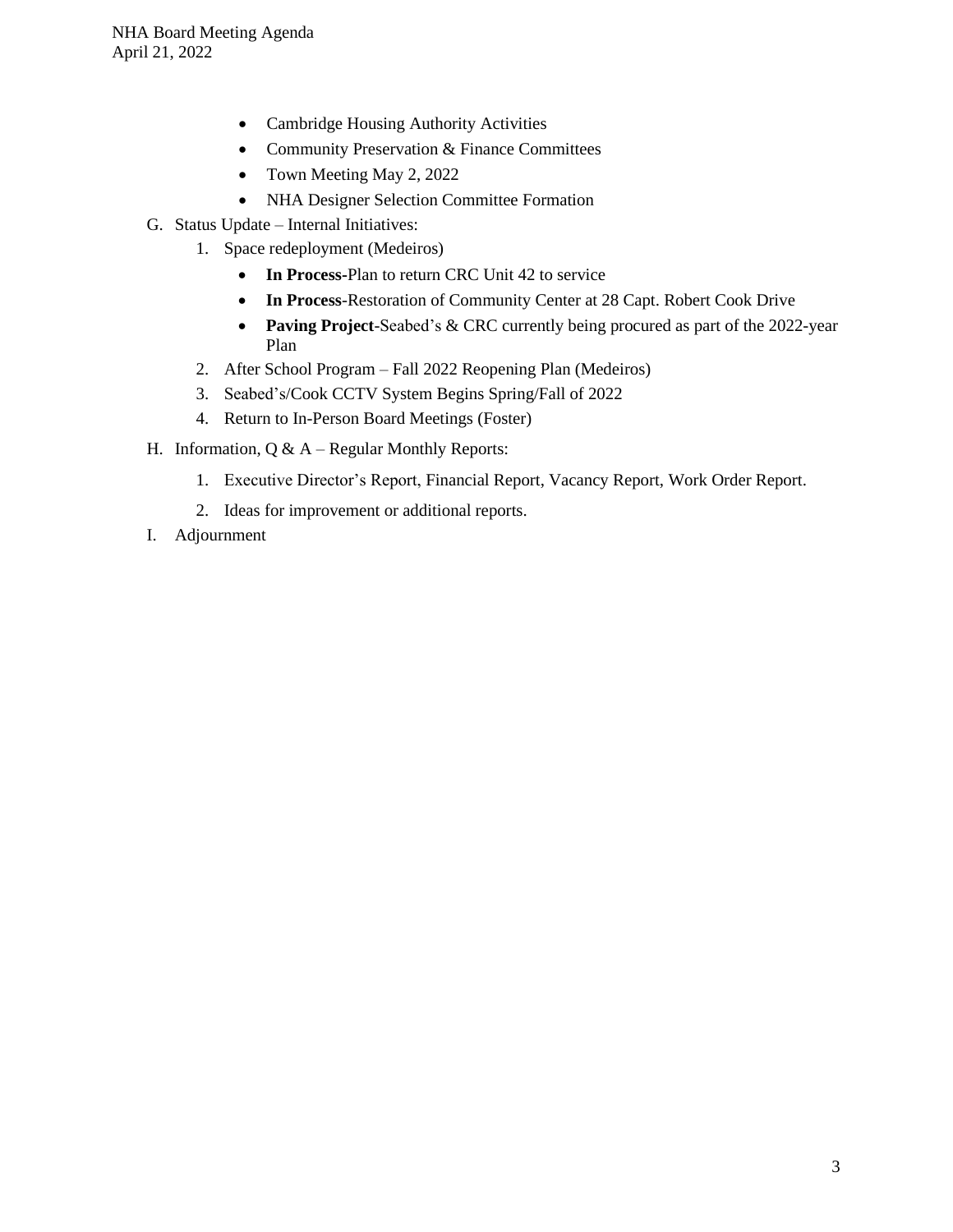- Cambridge Housing Authority Activities
- Community Preservation & Finance Committees
- Town Meeting May 2, 2022
- NHA Designer Selection Committee Formation

G. Status Update – Internal Initiatives:

1. Space redeployment (Medeiros)
    - **In Process**-Plan to return CRC Unit 42 to service
    - **In Process**-Restoration of Community Center at 28 Capt. Robert Cook Drive
    - **Paving Project**-Seabed's & CRC currently being procured as part of the 2022-year Plan
2. After School Program – Fall 2022 Reopening Plan (Medeiros)
3. Seabed's/Cook CCTV System Begins Spring/Fall of 2022
4. Return to In-Person Board Meetings (Foster)

H. Information, Q & A – Regular Monthly Reports:

1. Executive Director's Report, Financial Report, Vacancy Report, Work Order Report.
2. Ideas for improvement or additional reports.

I. Adjournment